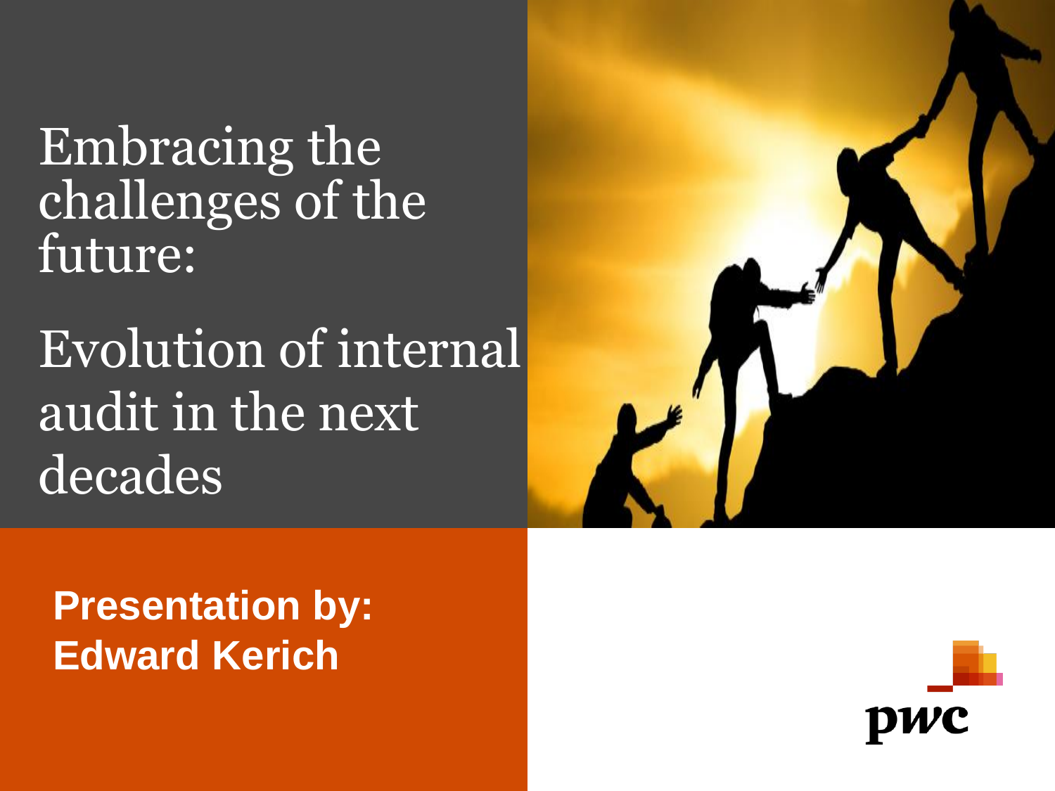# Embracing the challenges of the future:

# Evolution of internal audit in the next decades

**Presentation by:**
**Edward Kerich**

pwc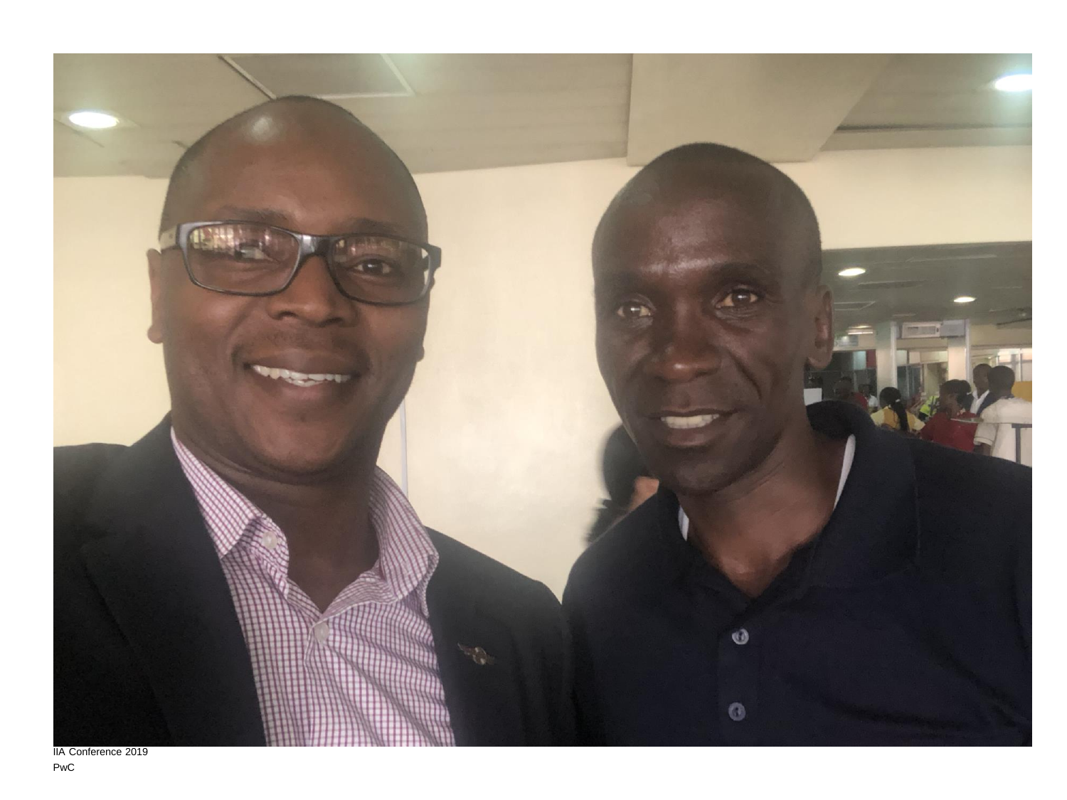IIA Conference 2019

PwC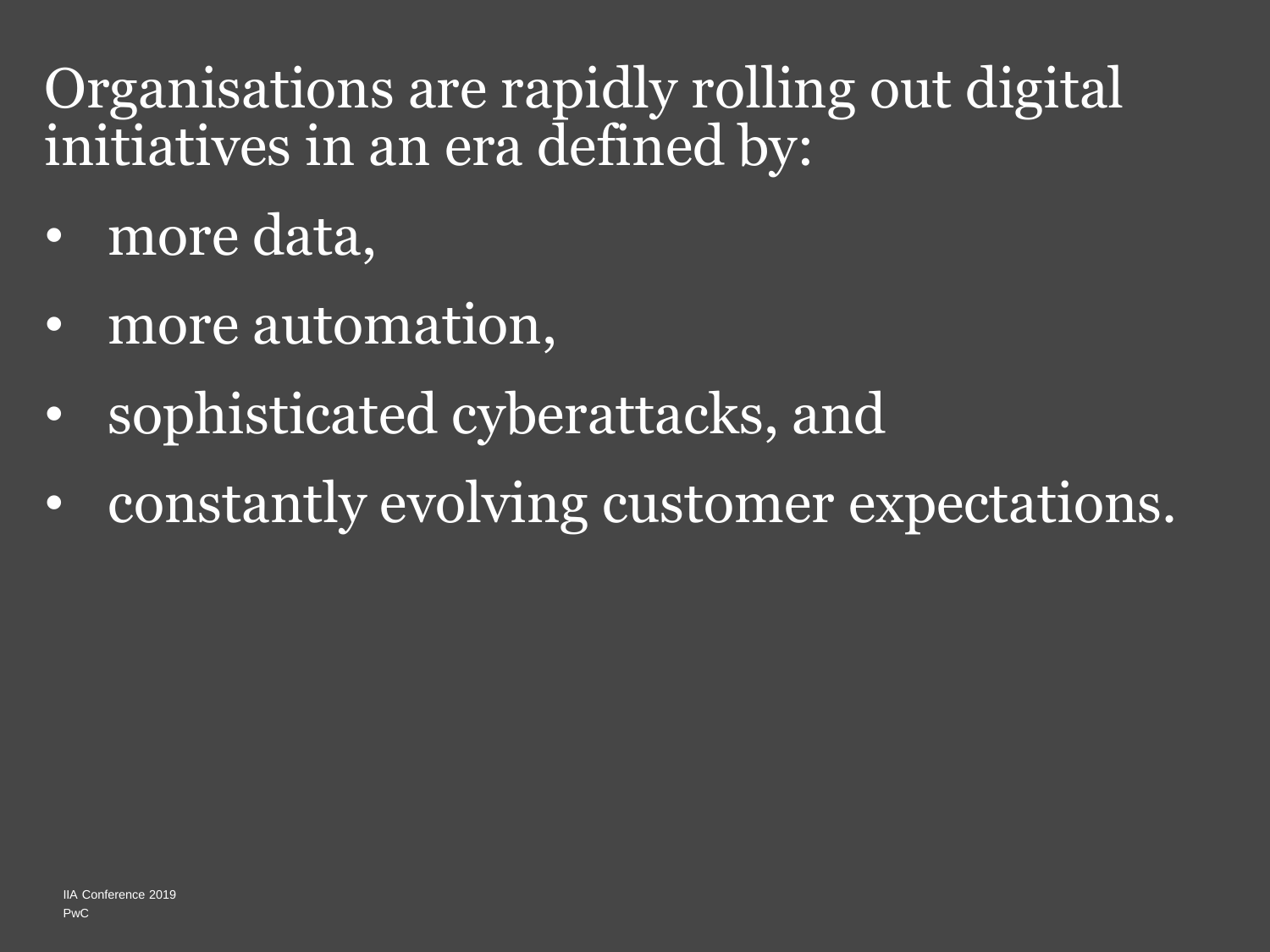Organisations are rapidly rolling out digital initiatives in an era defined by:

- more data,
- more automation,
- sophisticated cyberattacks, and
- constantly evolving customer expectations.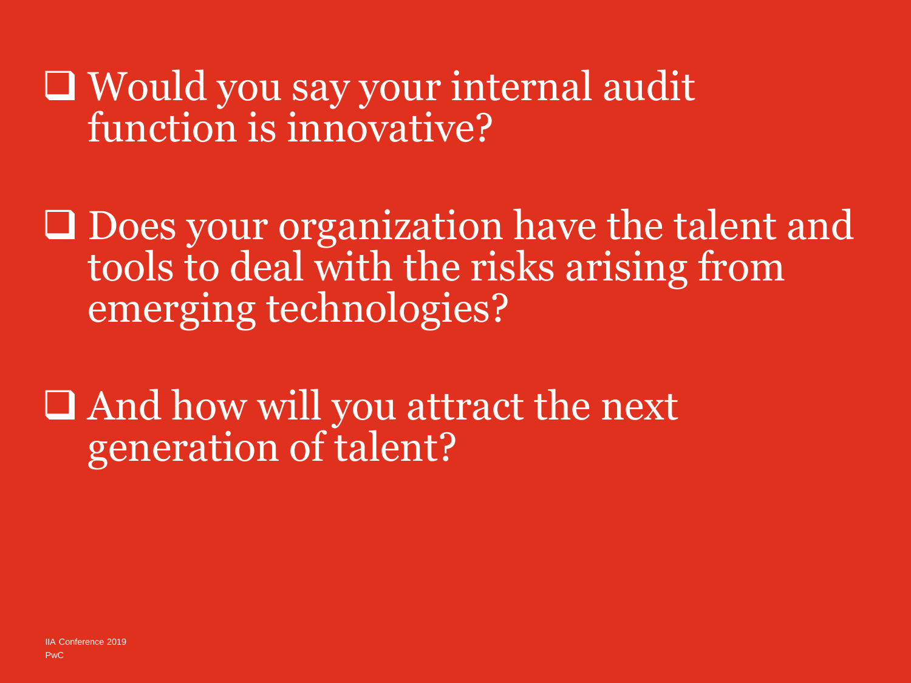- ❑ Would you say your internal audit function is innovative?
- ❑ Does your organization have the talent and tools to deal with the risks arising from emerging technologies?
- ❑ And how will you attract the next generation of talent?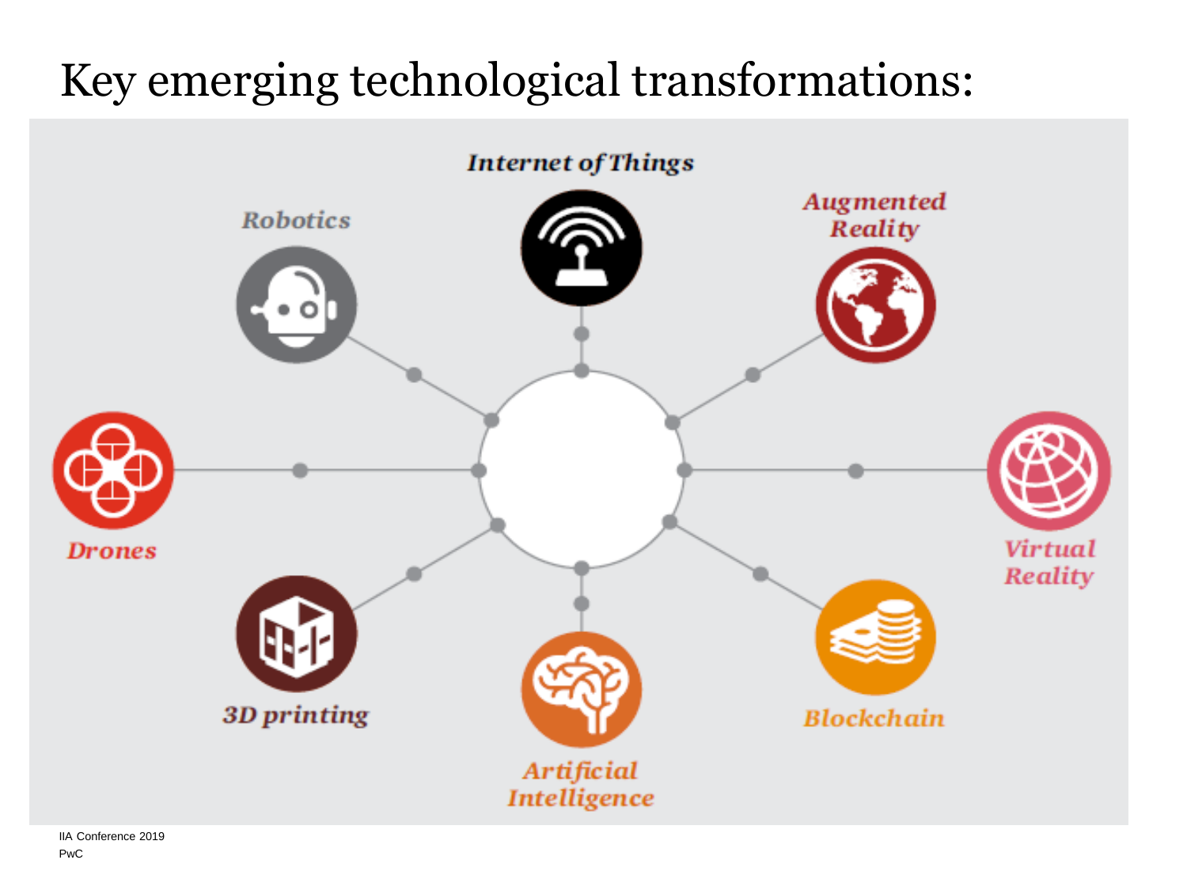# Key emerging technological transformations:

Internet of Things

Robotics

Augmented Reality

Drones

Virtual Reality

3D printing

Blockchain

Artificial Intelligence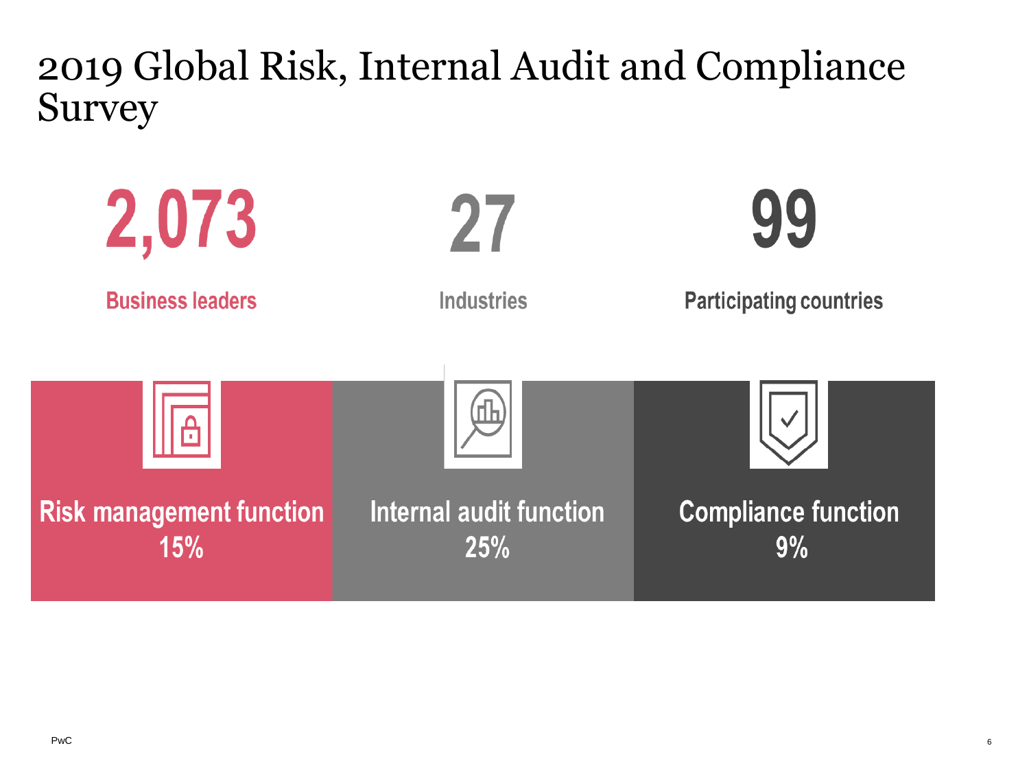# 2019 Global Risk, Internal Audit and Compliance Survey

**2,073**

**Business leaders**

**27**

**Industries**

**99**

**Participating countries**

**Risk management function**
**15%**

**Internal audit function**
**25%**

**Compliance function**
**9%**

PwC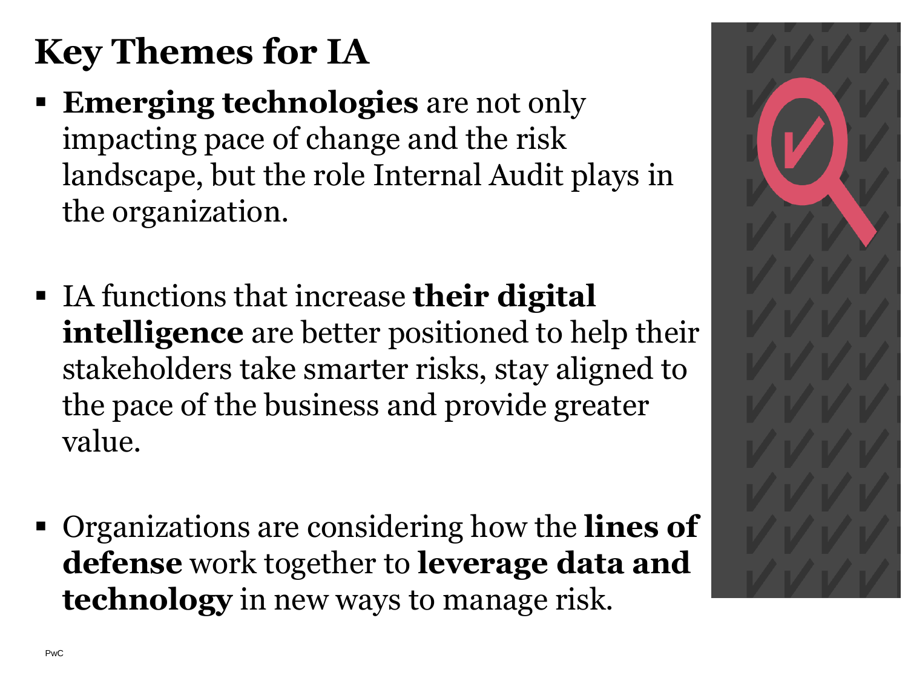# Key Themes for IA

- **Emerging technologies** are not only impacting pace of change and the risk landscape, but the role Internal Audit plays in the organization.

- IA functions that increase **their digital intelligence** are better positioned to help their stakeholders take smarter risks, stay aligned to the pace of the business and provide greater value.

- Organizations are considering how the **lines of defense** work together to **leverage data and technology** in new ways to manage risk.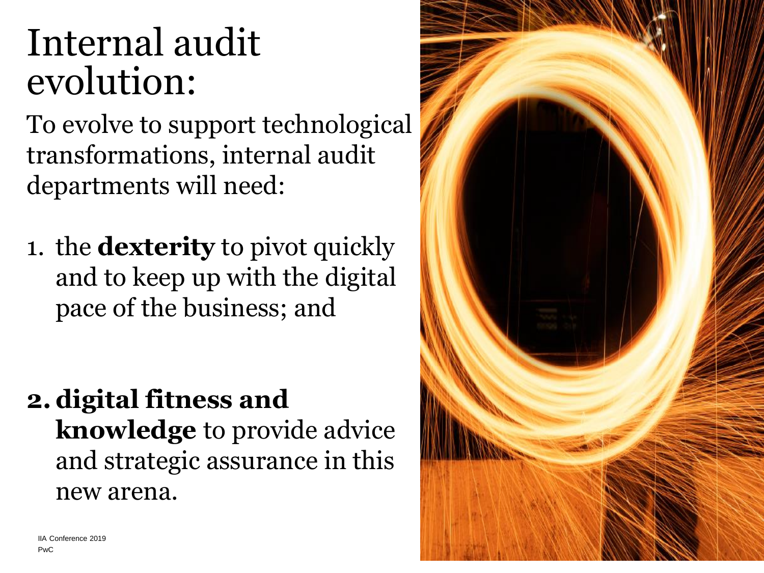# Internal audit evolution:

To evolve to support technological transformations, internal audit departments will need:

1. the **dexterity** to pivot quickly and to keep up with the digital pace of the business; and

2. **digital fitness and knowledge** to provide advice and strategic assurance in this new arena.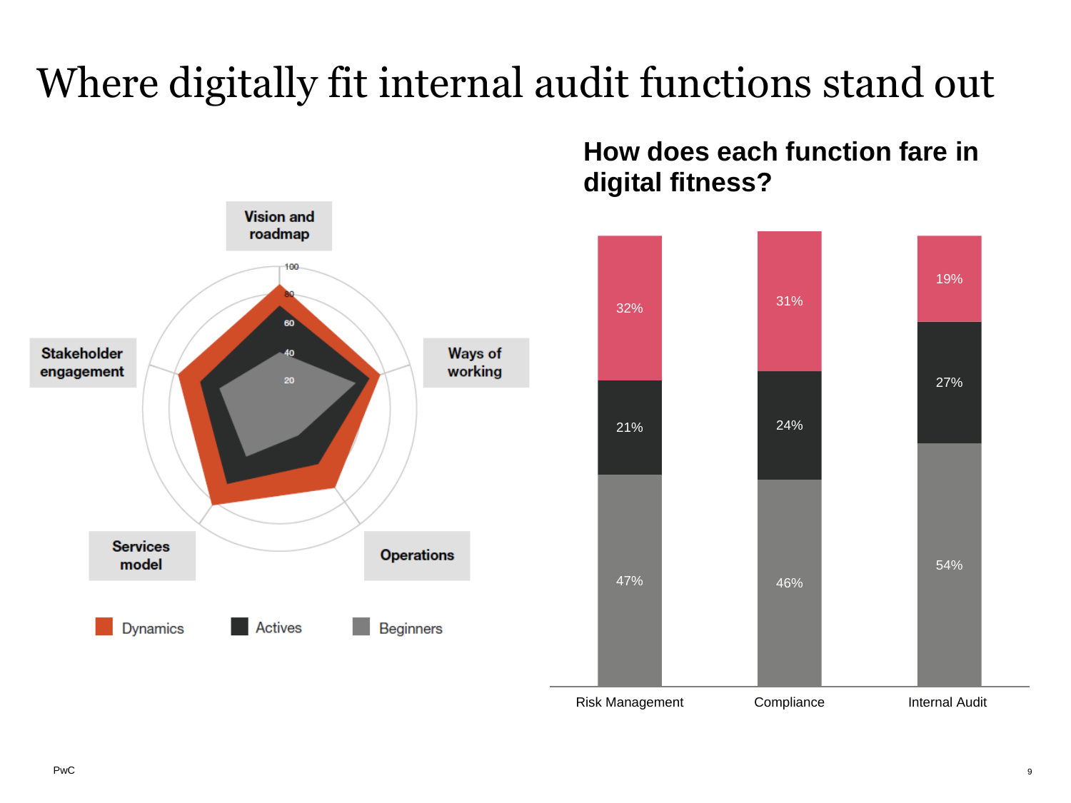# Where digitally fit internal audit functions stand out

Vision and roadmap

100

80

60

40

20

Stakeholder engagement

Ways of working

Services model

Operations

Dynamics

Actives

Beginners

## How does each function fare in digital fitness?

32%

21%

47%

Risk Management

31%

24%

46%

Compliance

19%

27%

54%

Internal Audit

PwC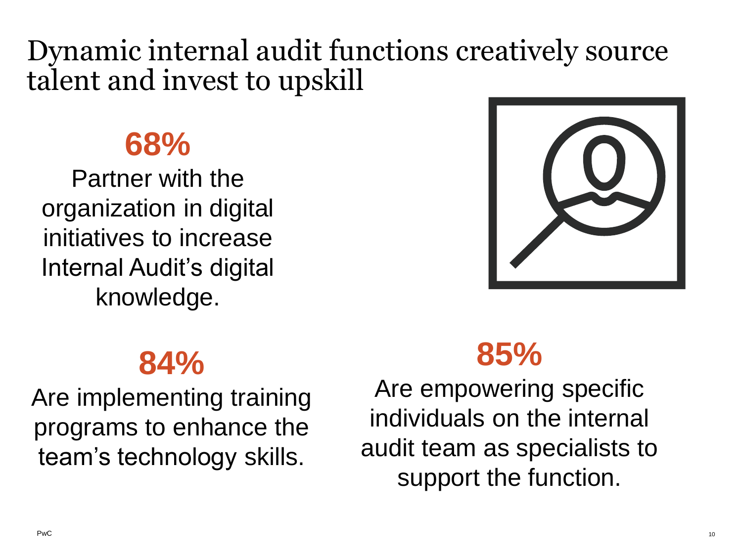# Dynamic internal audit functions creatively source talent and invest to upskill

**68%**

Partner with the organization in digital initiatives to increase Internal Audit's digital knowledge.

**84%**

Are implementing training programs to enhance the team's technology skills.

**85%**

Are empowering specific individuals on the internal audit team as specialists to support the function.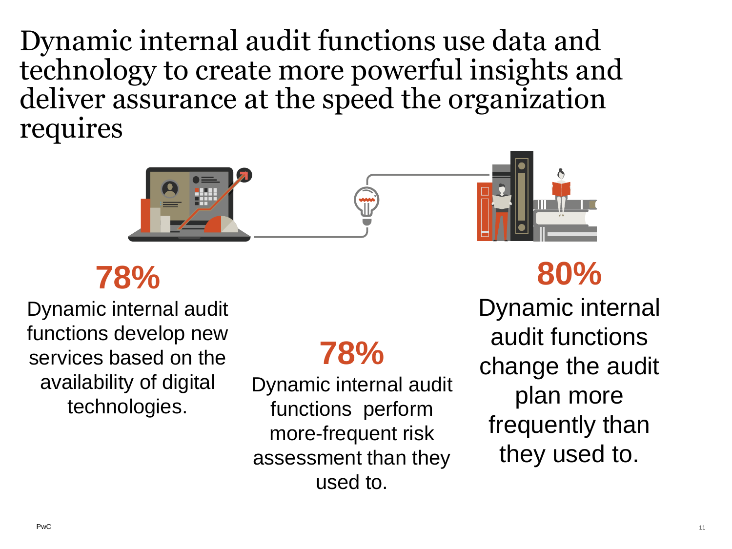# Dynamic internal audit functions use data and technology to create more powerful insights and deliver assurance at the speed the organization requires

**78%**

Dynamic internal audit functions develop new services based on the availability of digital technologies.

**78%**

Dynamic internal audit functions perform more-frequent risk assessment than they used to.

**80%**

Dynamic internal audit functions change the audit plan more frequently than they used to.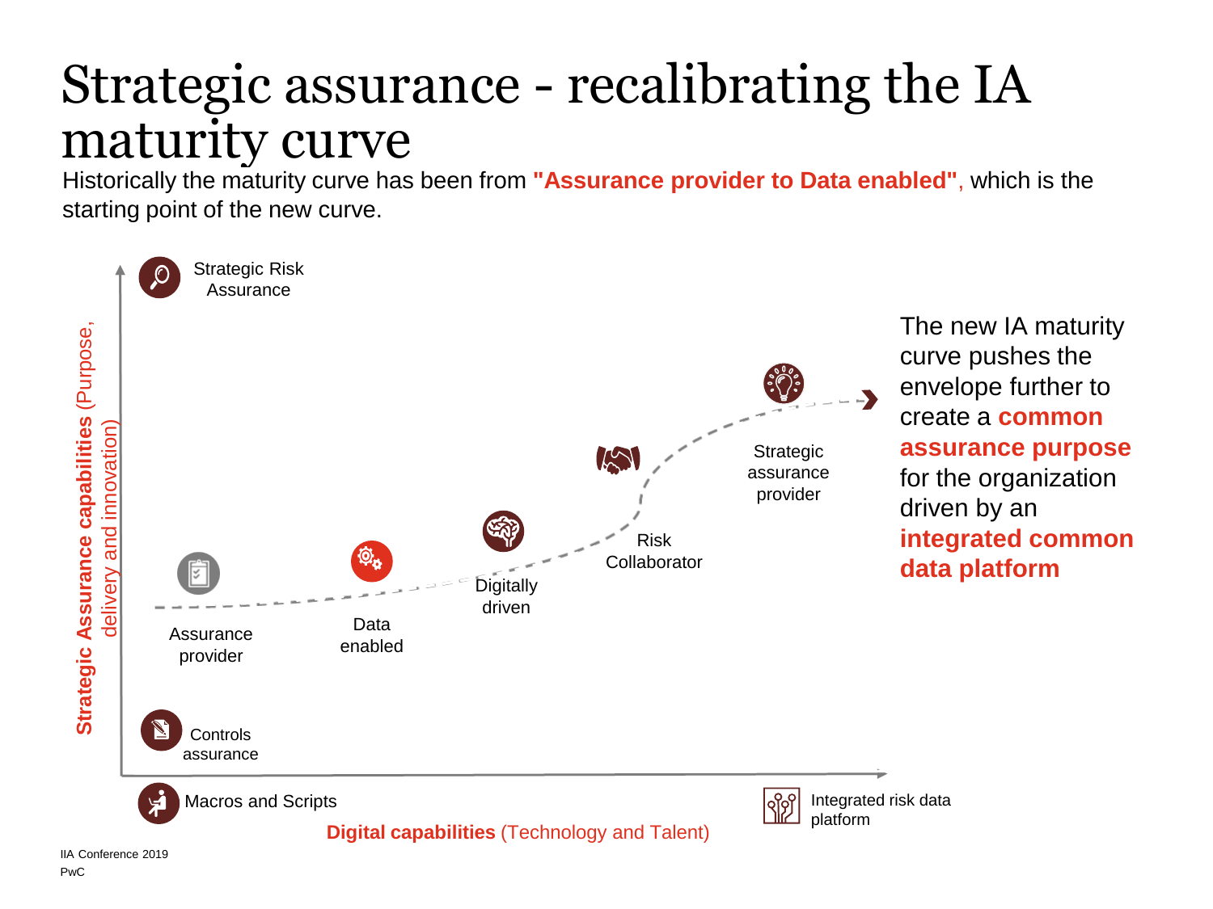# Strategic assurance - recalibrating the IA maturity curve

Historically the maturity curve has been from **"Assurance provider to Data enabled"**, which is the starting point of the new curve.

Strategic Risk Assurance

Strategic Assurance capabilities (Purpose, delivery and innovation)

Assurance provider

Data enabled

Digitally driven

Risk Collaborator

Strategic assurance provider

Controls assurance

Macros and Scripts

Integrated risk data platform

Digital capabilities (Technology and Talent)

The new IA maturity curve pushes the envelope further to create a **common assurance purpose** for the organization driven by an **integrated common data platform**

IIA Conference 2019

PwC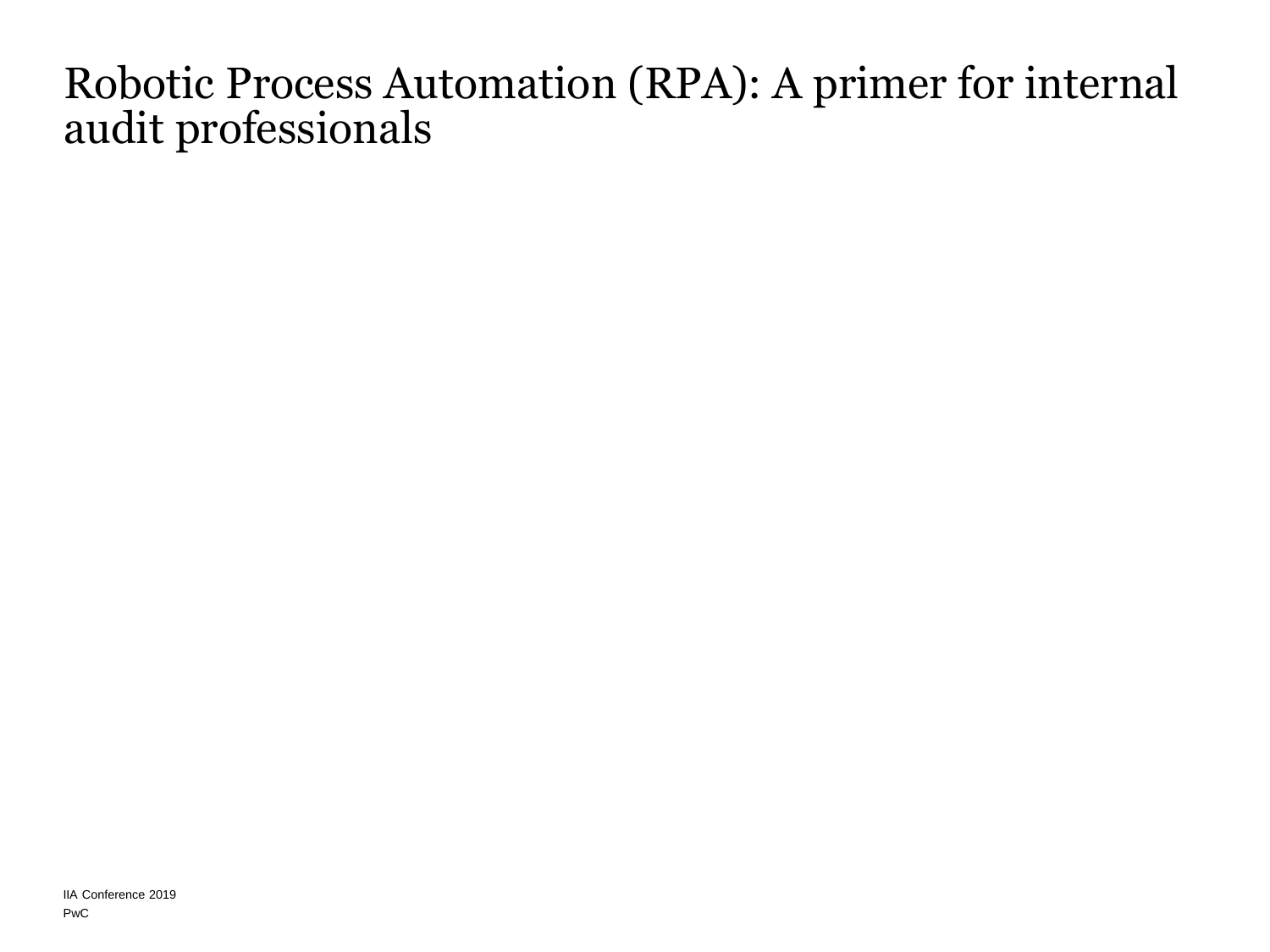# Robotic Process Automation (RPA): A primer for internal audit professionals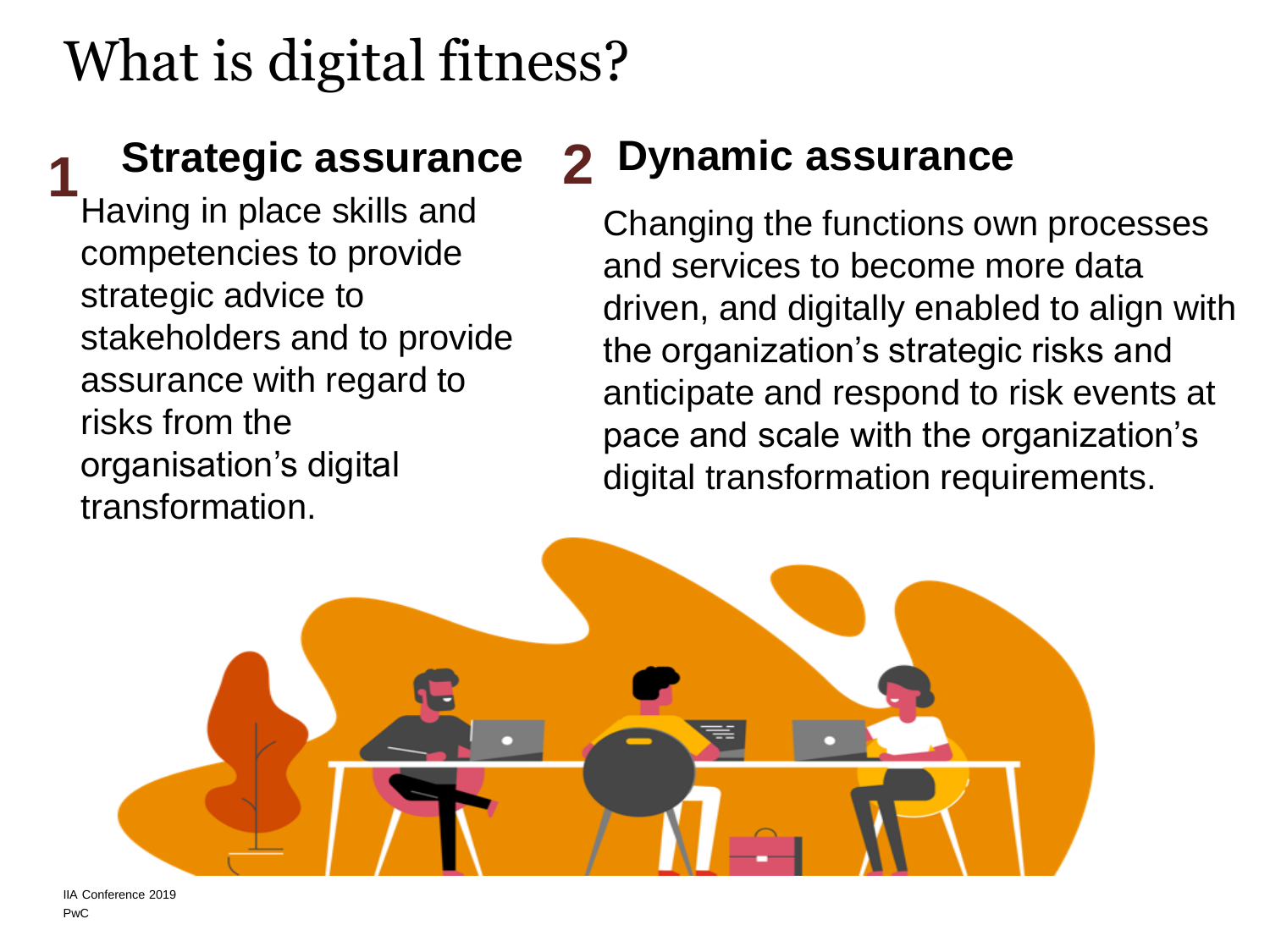# What is digital fitness?

## 1 Strategic assurance

Having in place skills and competencies to provide strategic advice to stakeholders and to provide assurance with regard to risks from the organisation's digital transformation.

## 2 Dynamic assurance

Changing the functions own processes and services to become more data driven, and digitally enabled to align with the organization's strategic risks and anticipate and respond to risk events at pace and scale with the organization's digital transformation requirements.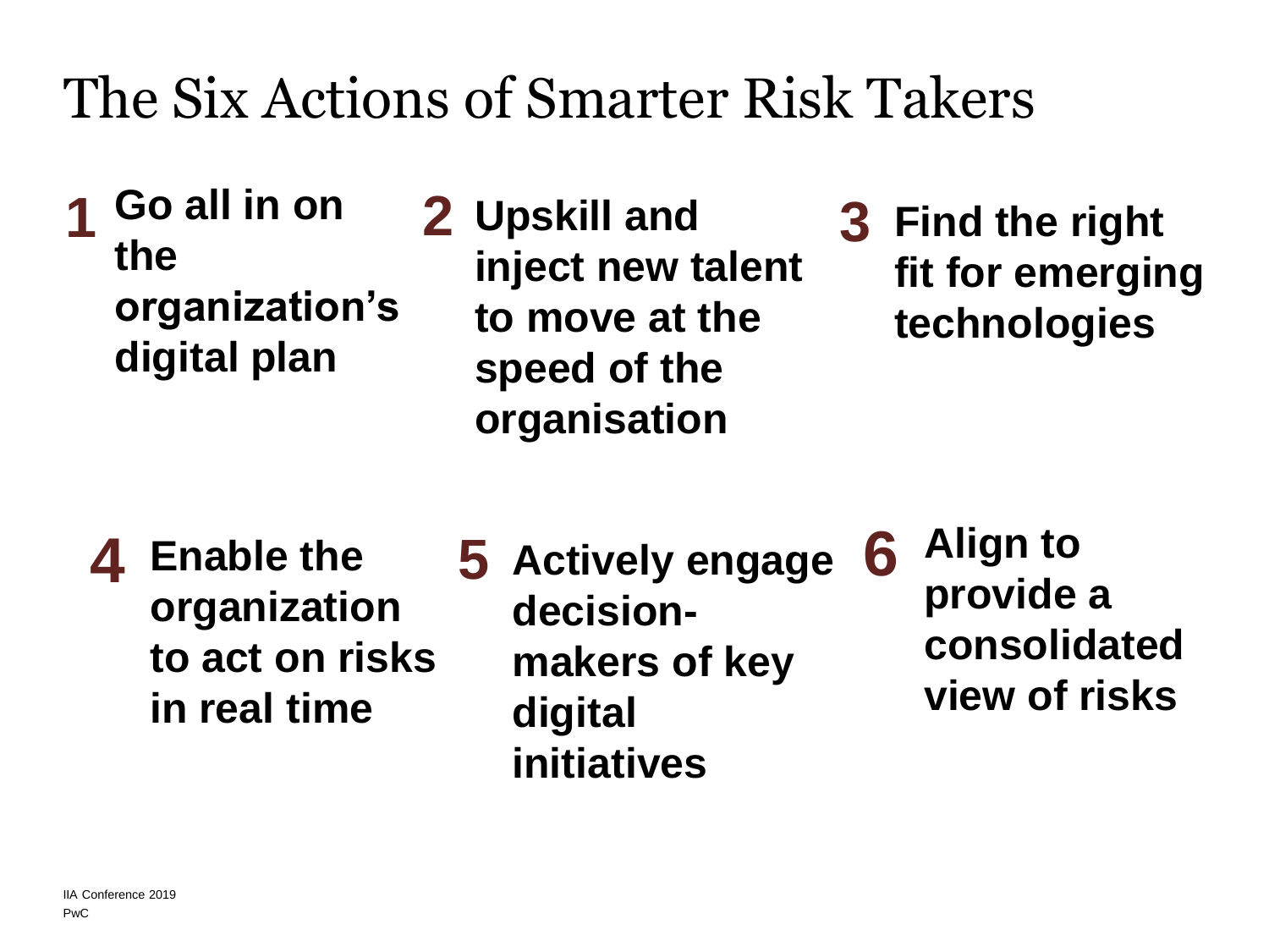# The Six Actions of Smarter Risk Takers

1. **Go all in on the organization's digital plan**
2. **Upskill and inject new talent to move at the speed of the organisation**
3. **Find the right fit for emerging technologies**
4. **Enable the organization to act on risks in real time**
5. **Actively engage decision-makers of key digital initiatives**
6. **Align to provide a consolidated view of risks**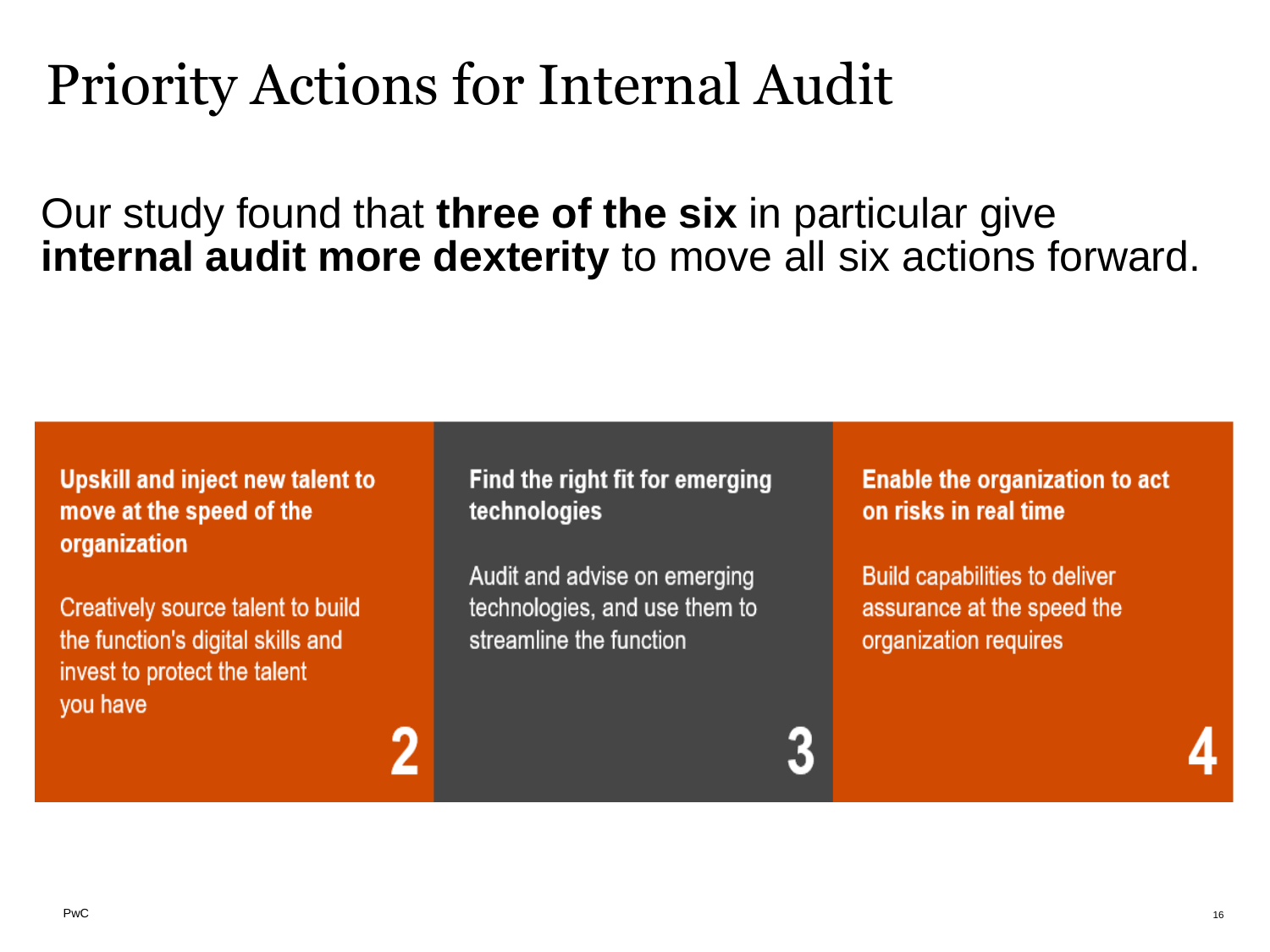# Priority Actions for Internal Audit

Our study found that **three of the six** in particular give **internal audit more dexterity** to move all six actions forward.

**Upskill and inject new talent to move at the speed of the organization**

Creatively source talent to build the function's digital skills and invest to protect the talent you have

2

**Find the right fit for emerging technologies**

Audit and advise on emerging technologies, and use them to streamline the function

3

**Enable the organization to act on risks in real time**

Build capabilities to deliver assurance at the speed the organization requires

4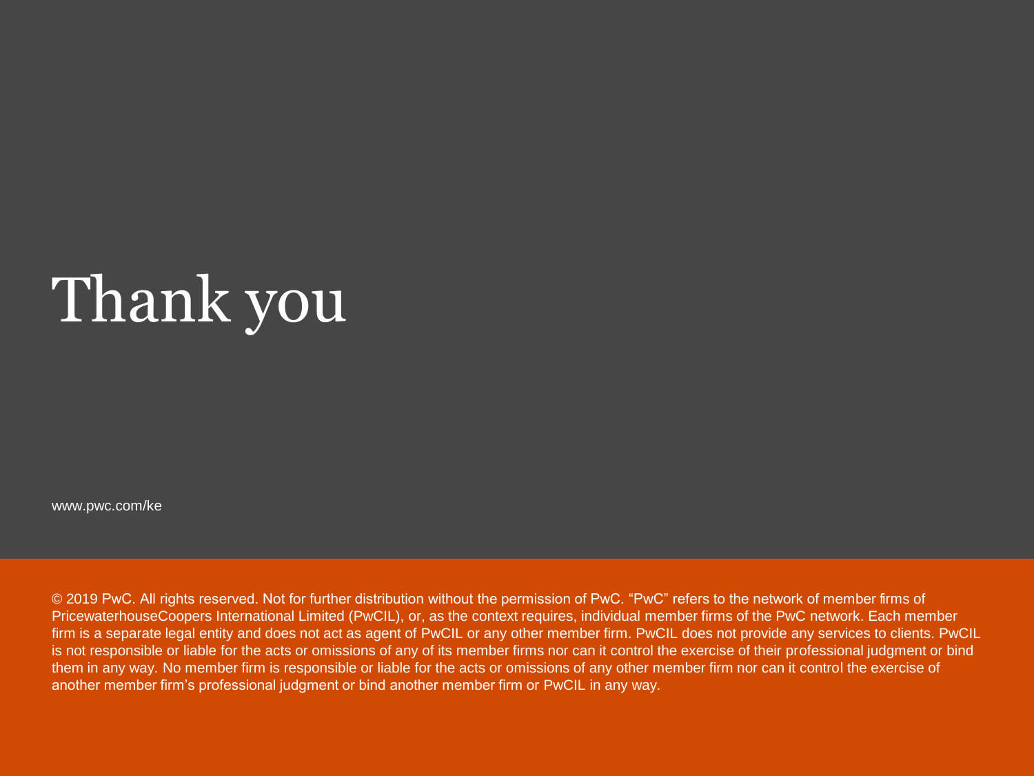# Thank you

www.pwc.com/ke

© 2019 PwC. All rights reserved. Not for further distribution without the permission of PwC. “PwC” refers to the network of member firms of PricewaterhouseCoopers International Limited (PwCIL), or, as the context requires, individual member firms of the PwC network. Each member firm is a separate legal entity and does not act as agent of PwCIL or any other member firm. PwCIL does not provide any services to clients. PwCIL is not responsible or liable for the acts or omissions of any of its member firms nor can it control the exercise of their professional judgment or bind them in any way. No member firm is responsible or liable for the acts or omissions of any other member firm nor can it control the exercise of another member firm’s professional judgment or bind another member firm or PwCIL in any way.